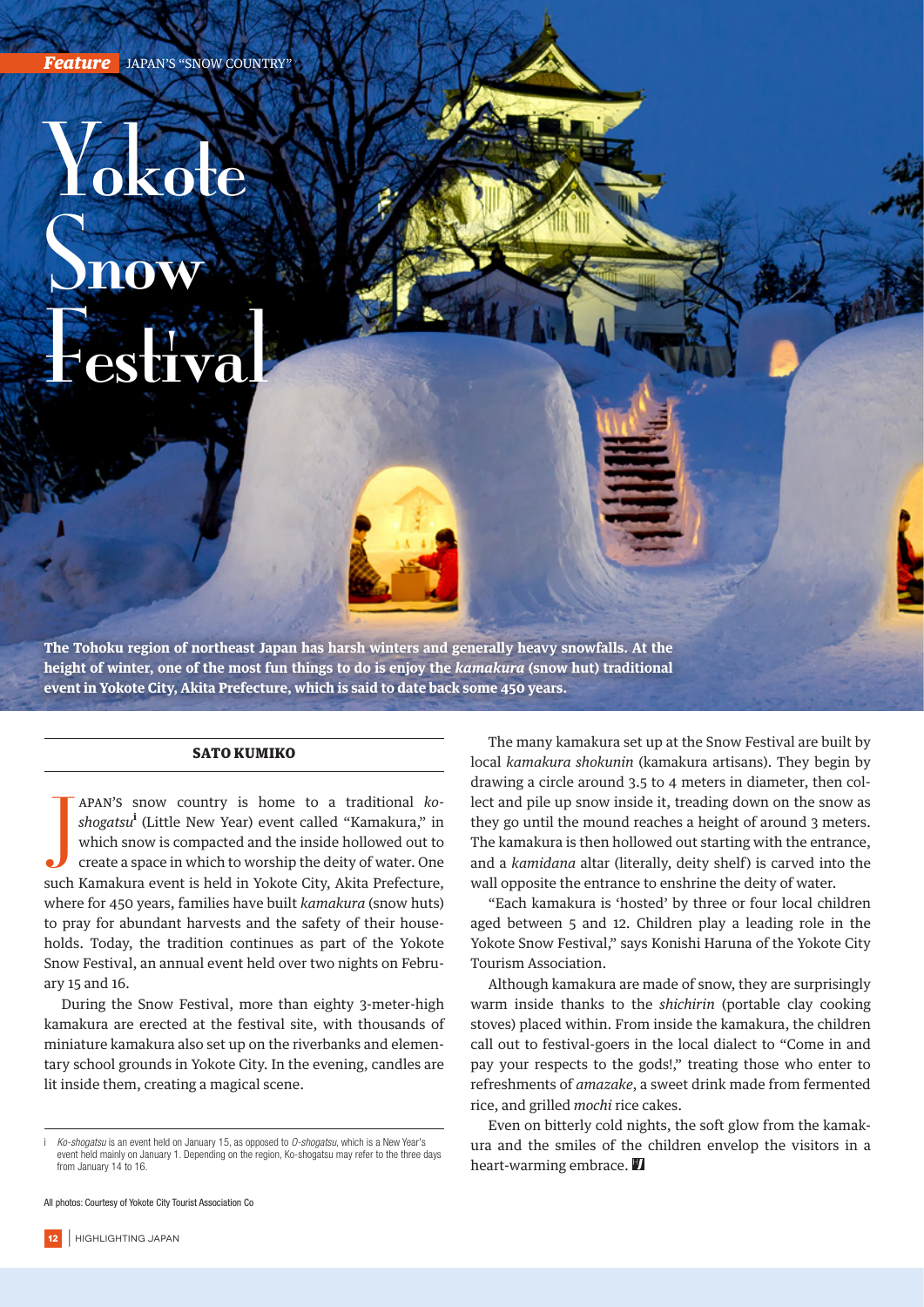Feature JAPAN'S "SNOW COUNTRY"

# Yokote Snow Festival

**The Tohoku region of northeast Japan has harsh winters and generally heavy snowfalls. At the height of winter, one of the most fun things to do is enjoy the *kamakura* (snow hut) traditional event in Yokote City, Akita Prefecture, which is said to date back some 450 years.**

**SATO KUMIKO**

JAPAN'S snow country is home to a traditional *ko-shogatsu*[i] (Little New Year) event called "Kamakura," in which snow is compacted and the inside hollowed out to create a space in which to worship the deity of water. One such Kamakura event is held in Yokote City, Akita Prefecture, where for 450 years, families have built *kamakura* (snow huts) to pray for abundant harvests and the safety of their households. Today, the tradition continues as part of the Yokote Snow Festival, an annual event held over two nights on February 15 and 16.

During the Snow Festival, more than eighty 3-meter-high kamakura are erected at the festival site, with thousands of miniature kamakura also set up on the riverbanks and elementary school grounds in Yokote City. In the evening, candles are lit inside them, creating a magical scene.

The many kamakura set up at the Snow Festival are built by local *kamakura shokunin* (kamakura artisans). They begin by drawing a circle around 3.5 to 4 meters in diameter, then collect and pile up snow inside it, treading down on the snow as they go until the mound reaches a height of around 3 meters. The kamakura is then hollowed out starting with the entrance, and a *kamidana* altar (literally, deity shelf) is carved into the wall opposite the entrance to enshrine the deity of water.

"Each kamakura is 'hosted' by three or four local children aged between 5 and 12. Children play a leading role in the Yokote Snow Festival," says Konishi Haruna of the Yokote City Tourism Association.

Although kamakura are made of snow, they are surprisingly warm inside thanks to the *shichirin* (portable clay cooking stoves) placed within. From inside the kamakura, the children call out to festival-goers in the local dialect to "Come in and pay your respects to the gods!," treating those who enter to refreshments of *amazake*, a sweet drink made from fermented rice, and grilled *mochi* rice cakes.

Even on bitterly cold nights, the soft glow from the kamakura and the smiles of the children envelop the visitors in a heart-warming embrace.

i *Ko-shogatsu* is an event held on January 15, as opposed to *O-shogatsu*, which is a New Year's event held mainly on January 1. Depending on the region, Ko-shogatsu may refer to the three days from January 14 to 16.

All photos: Courtesy of Yokote City Tourist Association Co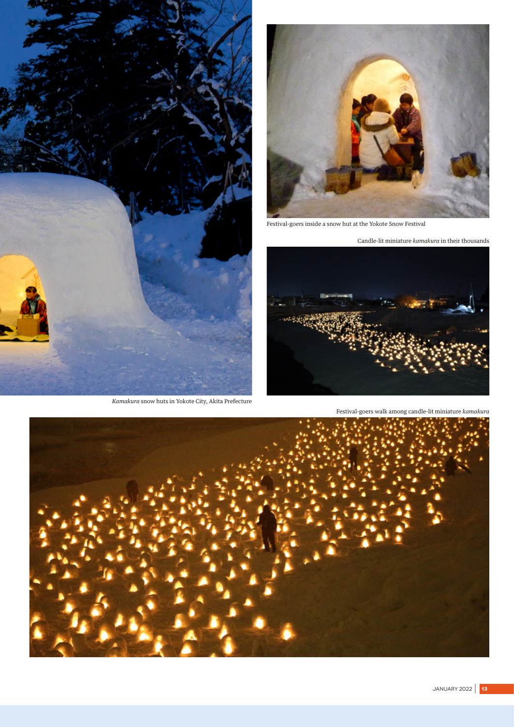*Kamakura* snow huts in Yokote City, Akita Prefecture

Festival-goers inside a snow hut at the Yokote Snow Festival

Candle-lit miniature *kamakura* in their thousands

Festival-goers walk among candle-lit miniature *kamakura*